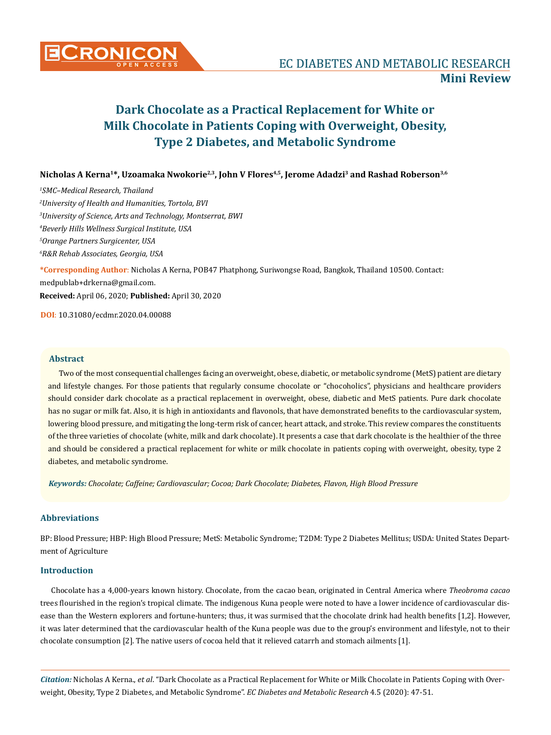# Dark Chocolate as a Practical Replacement for White or Milk Chocolate in Patients Coping with Overweight, Obesity, Type 2 Diabetes, and Metabolic Syndrome

**Nicholas A Kerna[1]\*, Uzoamaka Nwokorie[2,3], John V Flores[4,5], Jerome Adadzi[3] and Rashad Roberson[3,6]**

*[1]SMC–Medical Research, Thailand*

*[2]University of Health and Humanities, Tortola, BVI*

*[3]University of Science, Arts and Technology, Montserrat, BWI*

*[4]Beverly Hills Wellness Surgical Institute, USA*

*[5]Orange Partners Surgicenter, USA*

*[6]R&R Rehab Associates, Georgia, USA*

**\*Corresponding Author**: Nicholas A Kerna, POB47 Phatphong, Suriwongse Road, Bangkok, Thailand 10500. Contact: medpublab+drkerna@gmail.com.

**Received:** April 06, 2020; **Published:** April 30, 2020

**DOI**: 10.31080/ecdmr.2020.04.00088

## Abstract

Two of the most consequential challenges facing an overweight, obese, diabetic, or metabolic syndrome (MetS) patient are dietary and lifestyle changes. For those patients that regularly consume chocolate or "chocoholics", physicians and healthcare providers should consider dark chocolate as a practical replacement in overweight, obese, diabetic and MetS patients. Pure dark chocolate has no sugar or milk fat. Also, it is high in antioxidants and flavonols, that have demonstrated benefits to the cardiovascular system, lowering blood pressure, and mitigating the long-term risk of cancer, heart attack, and stroke. This review compares the constituents of the three varieties of chocolate (white, milk and dark chocolate). It presents a case that dark chocolate is the healthier of the three and should be considered a practical replacement for white or milk chocolate in patients coping with overweight, obesity, type 2 diabetes, and metabolic syndrome.

***Keywords:*** *Chocolate; Caffeine; Cardiovascular; Cocoa; Dark Chocolate; Diabetes, Flavon, High Blood Pressure*

## Abbreviations

BP: Blood Pressure; HBP: High Blood Pressure; MetS: Metabolic Syndrome; T2DM: Type 2 Diabetes Mellitus; USDA: United States Department of Agriculture

## Introduction

Chocolate has a 4,000-years known history. Chocolate, from the cacao bean, originated in Central America where *Theobroma cacao* trees flourished in the region's tropical climate. The indigenous Kuna people were noted to have a lower incidence of cardiovascular disease than the Western explorers and fortune-hunters; thus, it was surmised that the chocolate drink had health benefits [1,2]. However, it was later determined that the cardiovascular health of the Kuna people was due to the group's environment and lifestyle, not to their chocolate consumption [2]. The native users of cocoa held that it relieved catarrh and stomach ailments [1].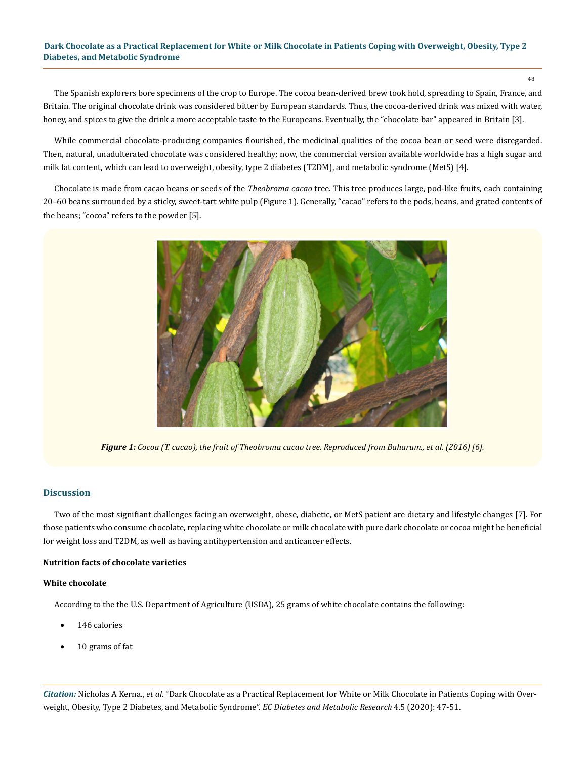The Spanish explorers bore specimens of the crop to Europe. The cocoa bean-derived brew took hold, spreading to Spain, France, and Britain. The original chocolate drink was considered bitter by European standards. Thus, the cocoa-derived drink was mixed with water, honey, and spices to give the drink a more acceptable taste to the Europeans. Eventually, the "chocolate bar" appeared in Britain [3].

While commercial chocolate-producing companies flourished, the medicinal qualities of the cocoa bean or seed were disregarded. Then, natural, unadulterated chocolate was considered healthy; now, the commercial version available worldwide has a high sugar and milk fat content, which can lead to overweight, obesity, type 2 diabetes (T2DM), and metabolic syndrome (MetS) [4].

Chocolate is made from cacao beans or seeds of the *Theobroma cacao* tree. This tree produces large, pod-like fruits, each containing 20–60 beans surrounded by a sticky, sweet-tart white pulp (Figure 1). Generally, "cacao" refers to the pods, beans, and grated contents of the beans; "cocoa" refers to the powder [5].

***Figure 1:*** *Cocoa (T. cacao), the fruit of Theobroma cacao tree. Reproduced from Baharum., et al. (2016) [6].*

## Discussion

Two of the most signifiant challenges facing an overweight, obese, diabetic, or MetS patient are dietary and lifestyle changes [7]. For those patients who consume chocolate, replacing white chocolate or milk chocolate with pure dark chocolate or cocoa might be beneficial for weight loss and T2DM, as well as having antihypertension and anticancer effects.

### Nutrition facts of chocolate varieties

#### White chocolate

According to the the U.S. Department of Agriculture (USDA), 25 grams of white chocolate contains the following:

- 146 calories
- 10 grams of fat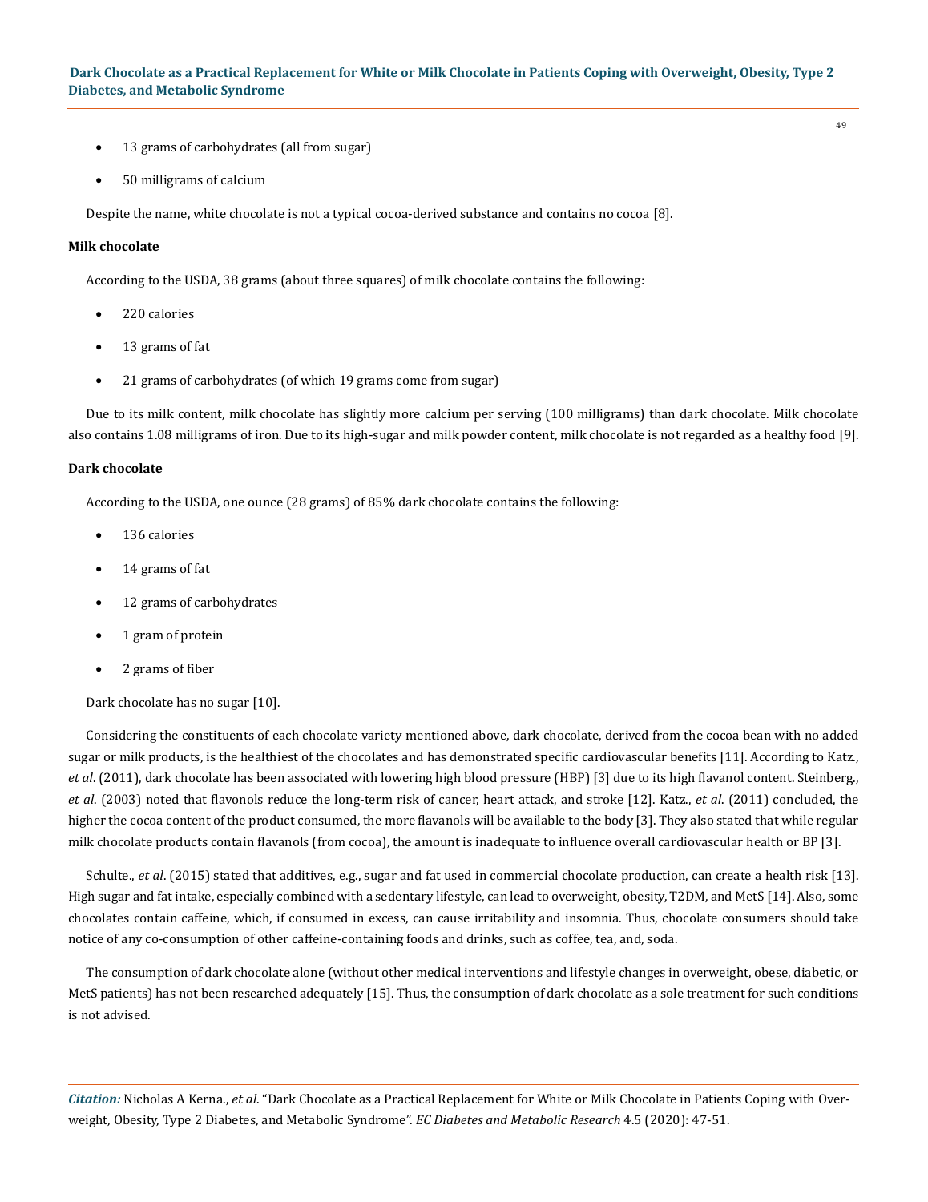- 13 grams of carbohydrates (all from sugar)
- 50 milligrams of calcium

Despite the name, white chocolate is not a typical cocoa-derived substance and contains no cocoa [8].

**Milk chocolate**

According to the USDA, 38 grams (about three squares) of milk chocolate contains the following:

- 220 calories
- 13 grams of fat
- 21 grams of carbohydrates (of which 19 grams come from sugar)

Due to its milk content, milk chocolate has slightly more calcium per serving (100 milligrams) than dark chocolate. Milk chocolate also contains 1.08 milligrams of iron. Due to its high-sugar and milk powder content, milk chocolate is not regarded as a healthy food [9].

**Dark chocolate**

According to the USDA, one ounce (28 grams) of 85% dark chocolate contains the following:

- 136 calories
- 14 grams of fat
- 12 grams of carbohydrates
- 1 gram of protein
- 2 grams of fiber

Dark chocolate has no sugar [10].

Considering the constituents of each chocolate variety mentioned above, dark chocolate, derived from the cocoa bean with no added sugar or milk products, is the healthiest of the chocolates and has demonstrated specific cardiovascular benefits [11]. According to Katz., *et al*. (2011), dark chocolate has been associated with lowering high blood pressure (HBP) [3] due to its high flavanol content. Steinberg., *et al*. (2003) noted that flavonols reduce the long-term risk of cancer, heart attack, and stroke [12]. Katz., *et al*. (2011) concluded, the higher the cocoa content of the product consumed, the more flavanols will be available to the body [3]. They also stated that while regular milk chocolate products contain flavanols (from cocoa), the amount is inadequate to influence overall cardiovascular health or BP [3].

Schulte., *et al*. (2015) stated that additives, e.g., sugar and fat used in commercial chocolate production, can create a health risk [13]. High sugar and fat intake, especially combined with a sedentary lifestyle, can lead to overweight, obesity, T2DM, and MetS [14]. Also, some chocolates contain caffeine, which, if consumed in excess, can cause irritability and insomnia. Thus, chocolate consumers should take notice of any co-consumption of other caffeine-containing foods and drinks, such as coffee, tea, and, soda.

The consumption of dark chocolate alone (without other medical interventions and lifestyle changes in overweight, obese, diabetic, or MetS patients) has not been researched adequately [15]. Thus, the consumption of dark chocolate as a sole treatment for such conditions is not advised.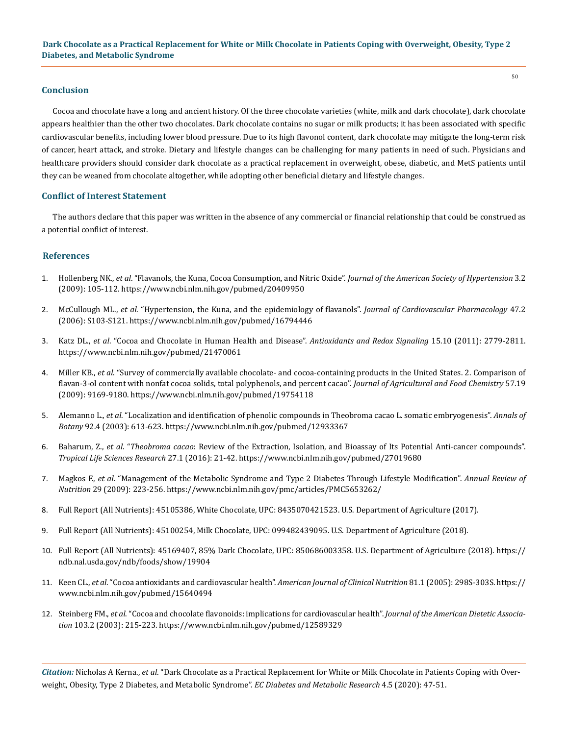## Conclusion

Cocoa and chocolate have a long and ancient history. Of the three chocolate varieties (white, milk and dark chocolate), dark chocolate appears healthier than the other two chocolates. Dark chocolate contains no sugar or milk products; it has been associated with specific cardiovascular benefits, including lower blood pressure. Due to its high flavonol content, dark chocolate may mitigate the long-term risk of cancer, heart attack, and stroke. Dietary and lifestyle changes can be challenging for many patients in need of such. Physicians and healthcare providers should consider dark chocolate as a practical replacement in overweight, obese, diabetic, and MetS patients until they can be weaned from chocolate altogether, while adopting other beneficial dietary and lifestyle changes.

## Conflict of Interest Statement

The authors declare that this paper was written in the absence of any commercial or financial relationship that could be construed as a potential conflict of interest.

## References

1. Hollenberg NK., *et al*. "Flavanols, the Kuna, Cocoa Consumption, and Nitric Oxide". *Journal of the American Society of Hypertension* 3.2 (2009): 105-112. https://www.ncbi.nlm.nih.gov/pubmed/20409950
2. McCullough ML., *et al*. "Hypertension, the Kuna, and the epidemiology of flavanols". *Journal of Cardiovascular Pharmacology* 47.2 (2006): S103-S121. https://www.ncbi.nlm.nih.gov/pubmed/16794446
3. Katz DL., *et al*. "Cocoa and Chocolate in Human Health and Disease". *Antioxidants and Redox Signaling* 15.10 (2011): 2779-2811. https://www.ncbi.nlm.nih.gov/pubmed/21470061
4. Miller KB., *et al*. "Survey of commercially available chocolate- and cocoa-containing products in the United States. 2. Comparison of flavan-3-ol content with nonfat cocoa solids, total polyphenols, and percent cacao". *Journal of Agricultural and Food Chemistry* 57.19 (2009): 9169-9180. https://www.ncbi.nlm.nih.gov/pubmed/19754118
5. Alemanno L., *et al*. "Localization and identification of phenolic compounds in Theobroma cacao L. somatic embryogenesis". *Annals of Botany* 92.4 (2003): 613-623. https://www.ncbi.nlm.nih.gov/pubmed/12933367
6. Baharum, Z., *et al*. "*Theobroma cacao*: Review of the Extraction, Isolation, and Bioassay of Its Potential Anti-cancer compounds". *Tropical Life Sciences Research* 27.1 (2016): 21-42. https://www.ncbi.nlm.nih.gov/pubmed/27019680
7. Magkos F., *et al*. "Management of the Metabolic Syndrome and Type 2 Diabetes Through Lifestyle Modification". *Annual Review of Nutrition* 29 (2009): 223-256. https://www.ncbi.nlm.nih.gov/pmc/articles/PMC5653262/
8. Full Report (All Nutrients): 45105386, White Chocolate, UPC: 8435070421523. U.S. Department of Agriculture (2017).
9. Full Report (All Nutrients): 45100254, Milk Chocolate, UPC: 099482439095. U.S. Department of Agriculture (2018).
10. Full Report (All Nutrients): 45169407, 85% Dark Chocolate, UPC: 850686003358. U.S. Department of Agriculture (2018). https://ndb.nal.usda.gov/ndb/foods/show/19904
11. Keen CL., *et al*. "Cocoa antioxidants and cardiovascular health". *American Journal of Clinical Nutrition* 81.1 (2005): 298S-303S. https://www.ncbi.nlm.nih.gov/pubmed/15640494
12. Steinberg FM., *et al*. "Cocoa and chocolate flavonoids: implications for cardiovascular health". *Journal of the American Dietetic Association* 103.2 (2003): 215-223. https://www.ncbi.nlm.nih.gov/pubmed/12589329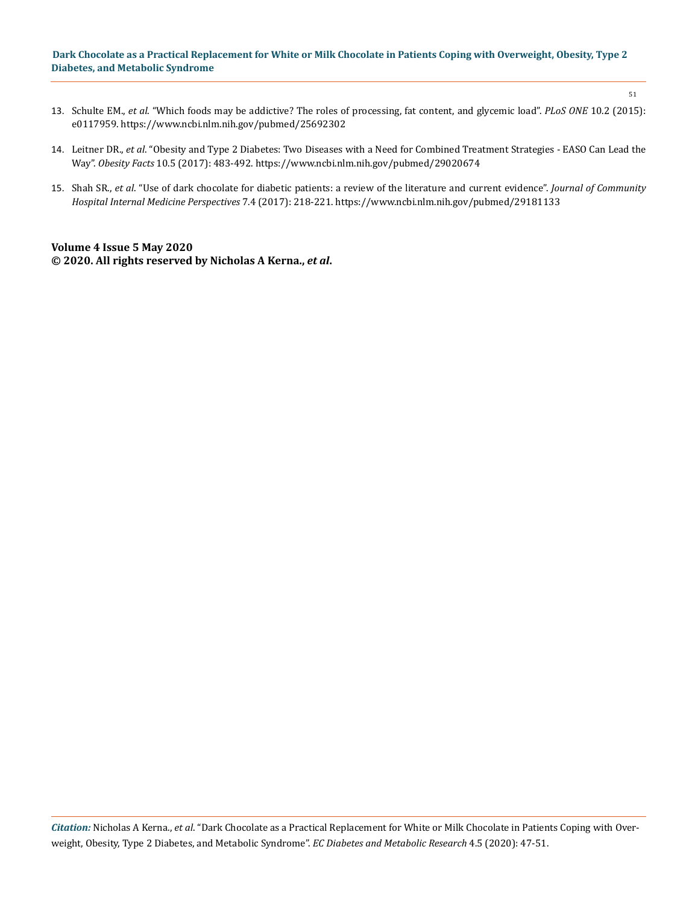13. Schulte EM., *et al*. "Which foods may be addictive? The roles of processing, fat content, and glycemic load". *PLoS ONE* 10.2 (2015): e0117959. https://www.ncbi.nlm.nih.gov/pubmed/25692302

14. Leitner DR., *et al*. "Obesity and Type 2 Diabetes: Two Diseases with a Need for Combined Treatment Strategies - EASO Can Lead the Way". *Obesity Facts* 10.5 (2017): 483-492. https://www.ncbi.nlm.nih.gov/pubmed/29020674

15. Shah SR., *et al*. "Use of dark chocolate for diabetic patients: a review of the literature and current evidence". *Journal of Community Hospital Internal Medicine Perspectives* 7.4 (2017): 218-221. https://www.ncbi.nlm.nih.gov/pubmed/29181133

**Volume 4 Issue 5 May 2020**
**© 2020. All rights reserved by Nicholas A Kerna., *et al*.**